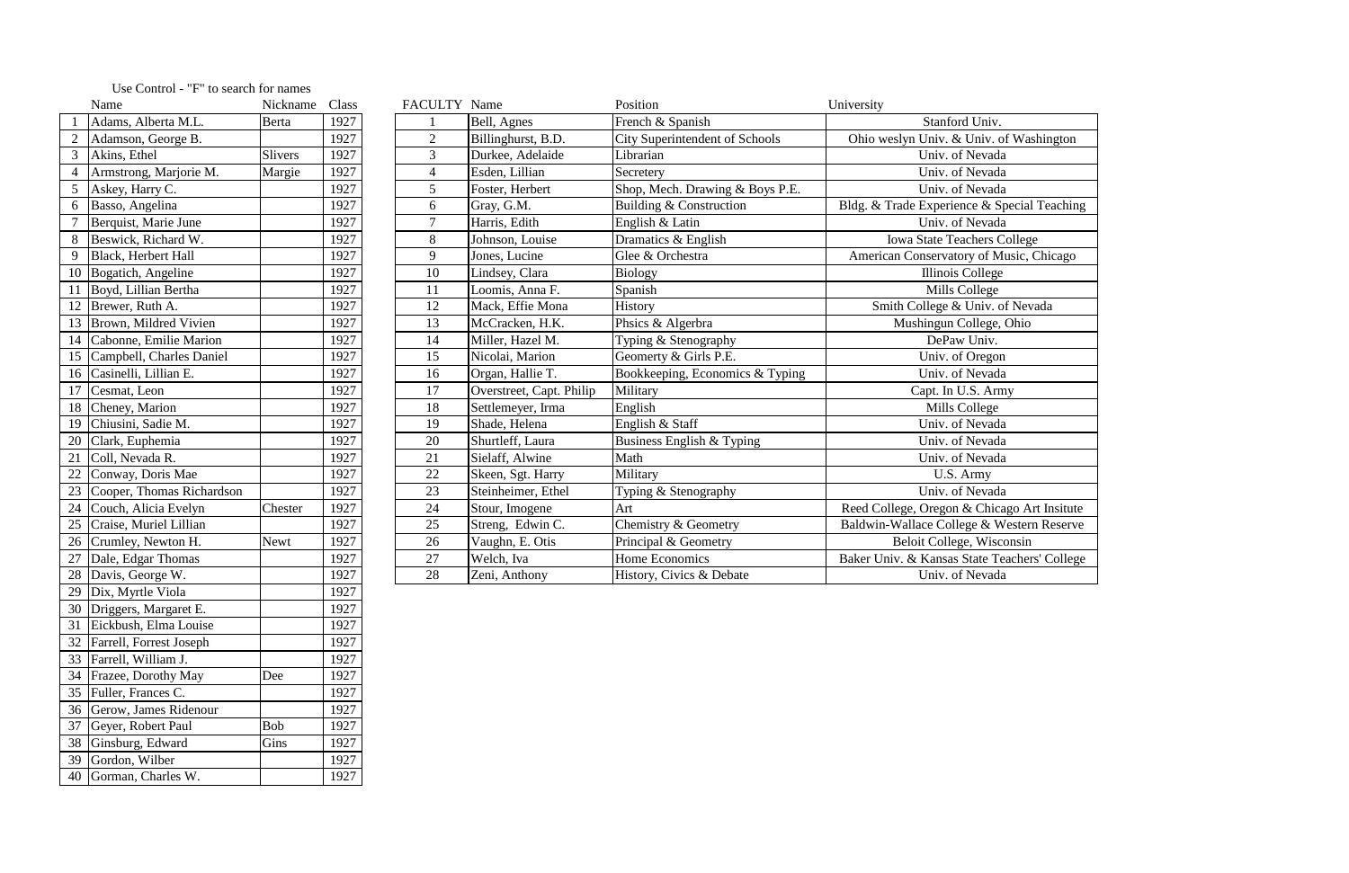Use Control - "F" to search for names

| | Name | Nickname | Class |
|---|---|---|---|
| 1 | Adams, Alberta M.L. | Berta | 1927 |
| 2 | Adamson, George B. | | 1927 |
| 3 | Akins, Ethel | Slivers | 1927 |
| 4 | Armstrong, Marjorie M. | Margie | 1927 |
| 5 | Askey, Harry C. | | 1927 |
| 6 | Basso, Angelina | | 1927 |
| 7 | Berquist, Marie June | | 1927 |
| 8 | Beswick, Richard W. | | 1927 |
| 9 | Black, Herbert Hall | | 1927 |
| 10 | Bogatich, Angeline | | 1927 |
| 11 | Boyd, Lillian Bertha | | 1927 |
| 12 | Brewer, Ruth A. | | 1927 |
| 13 | Brown, Mildred Vivien | | 1927 |
| 14 | Cabonne, Emilie Marion | | 1927 |
| 15 | Campbell, Charles Daniel | | 1927 |
| 16 | Casinelli, Lillian E. | | 1927 |
| 17 | Cesmat, Leon | | 1927 |
| 18 | Cheney, Marion | | 1927 |
| 19 | Chiusini, Sadie M. | | 1927 |
| 20 | Clark, Euphemia | | 1927 |
| 21 | Coll, Nevada R. | | 1927 |
| 22 | Conway, Doris Mae | | 1927 |
| 23 | Cooper, Thomas Richardson | | 1927 |
| 24 | Couch, Alicia Evelyn | Chester | 1927 |
| 25 | Craise, Muriel Lillian | | 1927 |
| 26 | Crumley, Newton H. | Newt | 1927 |
| 27 | Dale, Edgar Thomas | | 1927 |
| 28 | Davis, George W. | | 1927 |
| 29 | Dix, Myrtle Viola | | 1927 |
| 30 | Driggers, Margaret E. | | 1927 |
| 31 | Eickbush, Elma Louise | | 1927 |
| 32 | Farrell, Forrest Joseph | | 1927 |
| 33 | Farrell, William J. | | 1927 |
| 34 | Frazee, Dorothy May | Dee | 1927 |
| 35 | Fuller, Frances C. | | 1927 |
| 36 | Gerow, James Ridenour | | 1927 |
| 37 | Geyer, Robert Paul | Bob | 1927 |
| 38 | Ginsburg, Edward | Gins | 1927 |
| 39 | Gordon, Wilber | | 1927 |
| 40 | Gorman, Charles W. | | 1927 |

| FACULTY | Name | Position | University |
|---|---|---|---|
| 1 | Bell, Agnes | French & Spanish | Stanford Univ. |
| 2 | Billinghurst, B.D. | City Superintendent of Schools | Ohio weslyn Univ. & Univ. of Washington |
| 3 | Durkee, Adelaide | Librarian | Univ. of Nevada |
| 4 | Esden, Lillian | Secretery | Univ. of Nevada |
| 5 | Foster, Herbert | Shop, Mech. Drawing & Boys P.E. | Univ. of Nevada |
| 6 | Gray, G.M. | Building & Construction | Bldg. & Trade Experience & Special Teaching |
| 7 | Harris, Edith | English & Latin | Univ. of Nevada |
| 8 | Johnson, Louise | Dramatics & English | Iowa State Teachers College |
| 9 | Jones, Lucine | Glee & Orchestra | American Conservatory of Music, Chicago |
| 10 | Lindsey, Clara | Biology | Illinois College |
| 11 | Loomis, Anna F. | Spanish | Mills College |
| 12 | Mack, Effie Mona | History | Smith College & Univ. of Nevada |
| 13 | McCracken, H.K. | Phsics & Algerbra | Mushingun College, Ohio |
| 14 | Miller, Hazel M. | Typing & Stenography | DePaw Univ. |
| 15 | Nicolai, Marion | Geomerty & Girls P.E. | Univ. of Oregon |
| 16 | Organ, Hallie T. | Bookkeeping, Economics & Typing | Univ. of Nevada |
| 17 | Overstreet, Capt. Philip | Military | Capt. In U.S. Army |
| 18 | Settlemeyer, Irma | English | Mills College |
| 19 | Shade, Helena | English & Staff | Univ. of Nevada |
| 20 | Shurtleff, Laura | Business English & Typing | Univ. of Nevada |
| 21 | Sielaff, Alwine | Math | Univ. of Nevada |
| 22 | Skeen, Sgt. Harry | Military | U.S. Army |
| 23 | Steinheimer, Ethel | Typing & Stenography | Univ. of Nevada |
| 24 | Stour, Imogene | Art | Reed College, Oregon & Chicago Art Insitute |
| 25 | Streng, Edwin C. | Chemistry & Geometry | Baldwin-Wallace College & Western Reserve |
| 26 | Vaughn, E. Otis | Principal & Geometry | Beloit College, Wisconsin |
| 27 | Welch, Iva | Home Economics | Baker Univ. & Kansas State Teachers' College |
| 28 | Zeni, Anthony | History, Civics & Debate | Univ. of Nevada |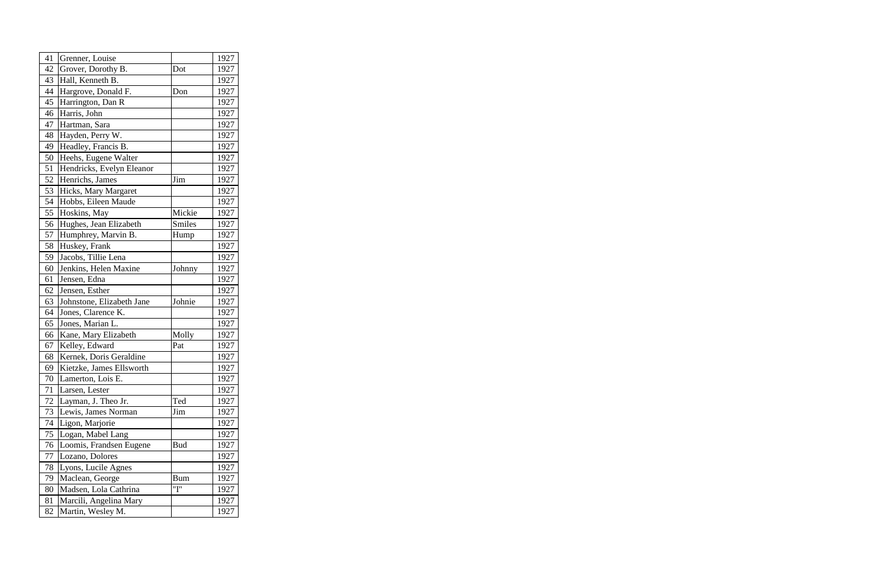| | | | |
|---|---|---|---|
| 41 | Grenner, Louise | | 1927 |
| 42 | Grover, Dorothy B. | Dot | 1927 |
| 43 | Hall, Kenneth B. | | 1927 |
| 44 | Hargrove, Donald F. | Don | 1927 |
| 45 | Harrington, Dan R | | 1927 |
| 46 | Harris, John | | 1927 |
| 47 | Hartman, Sara | | 1927 |
| 48 | Hayden, Perry W. | | 1927 |
| 49 | Headley, Francis B. | | 1927 |
| 50 | Heehs, Eugene Walter | | 1927 |
| 51 | Hendricks, Evelyn Eleanor | | 1927 |
| 52 | Henrichs, James | Jim | 1927 |
| 53 | Hicks, Mary Margaret | | 1927 |
| 54 | Hobbs, Eileen Maude | | 1927 |
| 55 | Hoskins, May | Mickie | 1927 |
| 56 | Hughes, Jean Elizabeth | Smiles | 1927 |
| 57 | Humphrey, Marvin B. | Hump | 1927 |
| 58 | Huskey, Frank | | 1927 |
| 59 | Jacobs, Tillie Lena | | 1927 |
| 60 | Jenkins, Helen Maxine | Johnny | 1927 |
| 61 | Jensen, Edna | | 1927 |
| 62 | Jensen, Esther | | 1927 |
| 63 | Johnstone, Elizabeth Jane | Johnie | 1927 |
| 64 | Jones, Clarence K. | | 1927 |
| 65 | Jones, Marian L. | | 1927 |
| 66 | Kane, Mary Elizabeth | Molly | 1927 |
| 67 | Kelley, Edward | Pat | 1927 |
| 68 | Kernek, Doris Geraldine | | 1927 |
| 69 | Kietzke, James Ellsworth | | 1927 |
| 70 | Lamerton, Lois E. | | 1927 |
| 71 | Larsen, Lester | | 1927 |
| 72 | Layman, J. Theo Jr. | Ted | 1927 |
| 73 | Lewis, James Norman | Jim | 1927 |
| 74 | Ligon, Marjorie | | 1927 |
| 75 | Logan, Mabel Lang | | 1927 |
| 76 | Loomis, Frandsen Eugene | Bud | 1927 |
| 77 | Lozano, Dolores | | 1927 |
| 78 | Lyons, Lucile Agnes | | 1927 |
| 79 | Maclean, George | Bum | 1927 |
| 80 | Madsen, Lola Cathrina | "I" | 1927 |
| 81 | Marcili, Angelina Mary | | 1927 |
| 82 | Martin, Wesley M. | | 1927 |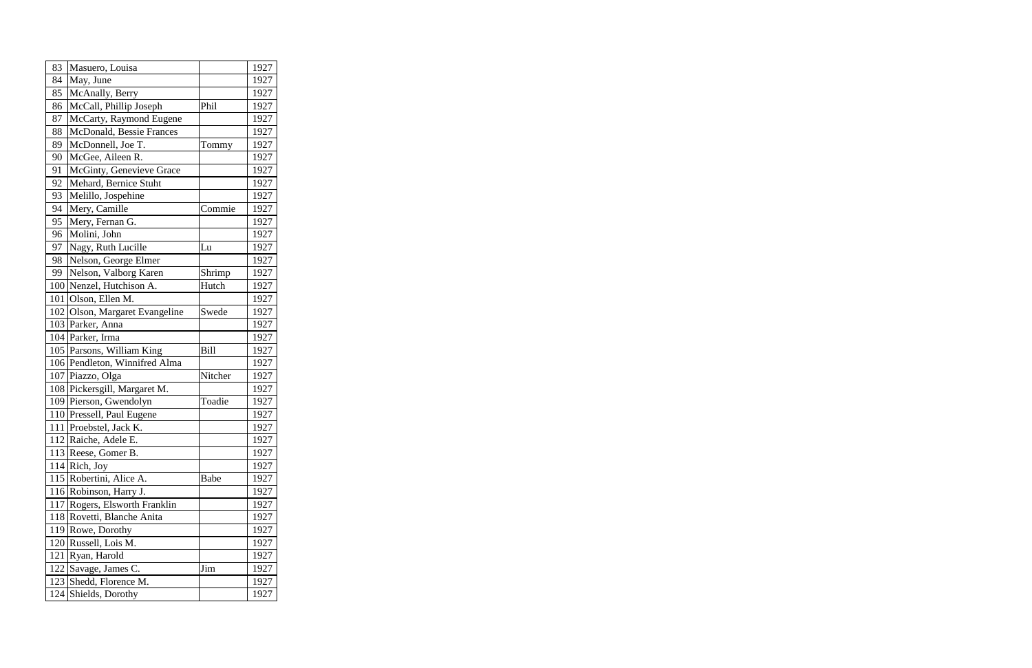| | | | |
|---|---|---|---|
| 83 | Masuero, Louisa | | 1927 |
| 84 | May, June | | 1927 |
| 85 | McAnally, Berry | | 1927 |
| 86 | McCall, Phillip Joseph | Phil | 1927 |
| 87 | McCarty, Raymond Eugene | | 1927 |
| 88 | McDonald, Bessie Frances | | 1927 |
| 89 | McDonnell, Joe T. | Tommy | 1927 |
| 90 | McGee, Aileen R. | | 1927 |
| 91 | McGinty, Genevieve Grace | | 1927 |
| 92 | Mehard, Bernice Stuht | | 1927 |
| 93 | Melillo, Jospehine | | 1927 |
| 94 | Mery, Camille | Commie | 1927 |
| 95 | Mery, Fernan G. | | 1927 |
| 96 | Molini, John | | 1927 |
| 97 | Nagy, Ruth Lucille | Lu | 1927 |
| 98 | Nelson, George Elmer | | 1927 |
| 99 | Nelson, Valborg Karen | Shrimp | 1927 |
| 100 | Nenzel, Hutchison A. | Hutch | 1927 |
| 101 | Olson, Ellen M. | | 1927 |
| 102 | Olson, Margaret Evangeline | Swede | 1927 |
| 103 | Parker, Anna | | 1927 |
| 104 | Parker, Irma | | 1927 |
| 105 | Parsons, William King | Bill | 1927 |
| 106 | Pendleton, Winnifred Alma | | 1927 |
| 107 | Piazzo, Olga | Nitcher | 1927 |
| 108 | Pickersgill, Margaret M. | | 1927 |
| 109 | Pierson, Gwendolyn | Toadie | 1927 |
| 110 | Pressell, Paul Eugene | | 1927 |
| 111 | Proebstel, Jack K. | | 1927 |
| 112 | Raiche, Adele E. | | 1927 |
| 113 | Reese, Gomer B. | | 1927 |
| 114 | Rich, Joy | | 1927 |
| 115 | Robertini, Alice A. | Babe | 1927 |
| 116 | Robinson, Harry J. | | 1927 |
| 117 | Rogers, Elsworth Franklin | | 1927 |
| 118 | Rovetti, Blanche Anita | | 1927 |
| 119 | Rowe, Dorothy | | 1927 |
| 120 | Russell, Lois M. | | 1927 |
| 121 | Ryan, Harold | | 1927 |
| 122 | Savage, James C. | Jim | 1927 |
| 123 | Shedd, Florence M. | | 1927 |
| 124 | Shields, Dorothy | | 1927 |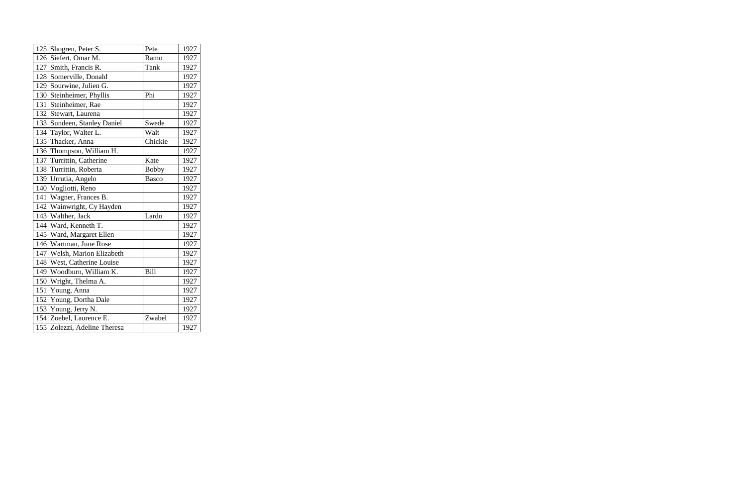| | | | |
|---|---|---|---|
| 125 | Shogren, Peter S. | Pete | 1927 |
| 126 | Siefert, Omar M. | Ramo | 1927 |
| 127 | Smith, Francis R. | Tank | 1927 |
| 128 | Somerville, Donald | | 1927 |
| 129 | Sourwine, Julien G. | | 1927 |
| 130 | Steinheimer, Phyllis | Phi | 1927 |
| 131 | Steinheimer, Rae | | 1927 |
| 132 | Stewart, Laurena | | 1927 |
| 133 | Sundeen, Stanley Daniel | Swede | 1927 |
| 134 | Taylor, Walter L. | Walt | 1927 |
| 135 | Thacker, Anna | Chickie | 1927 |
| 136 | Thompson, William H. | | 1927 |
| 137 | Turrittin, Catherine | Kate | 1927 |
| 138 | Turrittin, Roberta | Bobby | 1927 |
| 139 | Urrutia, Angelo | Basco | 1927 |
| 140 | Vogliotti, Reno | | 1927 |
| 141 | Wagner, Frances B. | | 1927 |
| 142 | Wainwright, Cy Hayden | | 1927 |
| 143 | Walther, Jack | Lardo | 1927 |
| 144 | Ward, Kenneth T. | | 1927 |
| 145 | Ward, Margaret Ellen | | 1927 |
| 146 | Wartman, June Rose | | 1927 |
| 147 | Welsh, Marion Elizabeth | | 1927 |
| 148 | West, Catherine Louise | | 1927 |
| 149 | Woodburn, William K. | Bill | 1927 |
| 150 | Wright, Thelma A. | | 1927 |
| 151 | Young, Anna | | 1927 |
| 152 | Young, Dortha Dale | | 1927 |
| 153 | Young, Jerry N. | | 1927 |
| 154 | Zoebel, Laurence E. | Zwabel | 1927 |
| 155 | Zolezzi, Adeline Theresa | | 1927 |